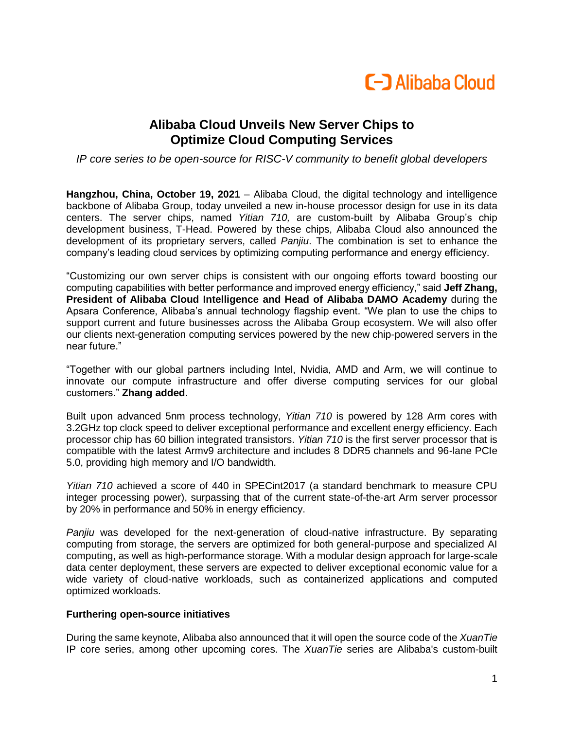# Alibaba Cloud Unveils New Server Chips to Optimize Cloud Computing Services

*IP core series to be open-source for RISC-V community to benefit global developers*

**Hangzhou, China, October 19, 2021** – Alibaba Cloud, the digital technology and intelligence backbone of Alibaba Group, today unveiled a new in-house processor design for use in its data centers. The server chips, named *Yitian 710,* are custom-built by Alibaba Group's chip development business, T-Head. Powered by these chips, Alibaba Cloud also announced the development of its proprietary servers, called *Panjiu*. The combination is set to enhance the company's leading cloud services by optimizing computing performance and energy efficiency.

"Customizing our own server chips is consistent with our ongoing efforts toward boosting our computing capabilities with better performance and improved energy efficiency," said **Jeff Zhang, President of Alibaba Cloud Intelligence and Head of Alibaba DAMO Academy** during the Apsara Conference, Alibaba's annual technology flagship event. "We plan to use the chips to support current and future businesses across the Alibaba Group ecosystem. We will also offer our clients next-generation computing services powered by the new chip-powered servers in the near future."

"Together with our global partners including Intel, Nvidia, AMD and Arm, we will continue to innovate our compute infrastructure and offer diverse computing services for our global customers." **Zhang added**.

Built upon advanced 5nm process technology, *Yitian 710* is powered by 128 Arm cores with 3.2GHz top clock speed to deliver exceptional performance and excellent energy efficiency. Each processor chip has 60 billion integrated transistors. *Yitian 710* is the first server processor that is compatible with the latest Armv9 architecture and includes 8 DDR5 channels and 96-lane PCIe 5.0, providing high memory and I/O bandwidth.

*Yitian 710* achieved a score of 440 in SPECint2017 (a standard benchmark to measure CPU integer processing power), surpassing that of the current state-of-the-art Arm server processor by 20% in performance and 50% in energy efficiency.

*Panjiu* was developed for the next-generation of cloud-native infrastructure. By separating computing from storage, the servers are optimized for both general-purpose and specialized AI computing, as well as high-performance storage. With a modular design approach for large-scale data center deployment, these servers are expected to deliver exceptional economic value for a wide variety of cloud-native workloads, such as containerized applications and computed optimized workloads.

**Furthering open-source initiatives**

During the same keynote, Alibaba also announced that it will open the source code of the *XuanTie* IP core series, among other upcoming cores. The *XuanTie* series are Alibaba's custom-built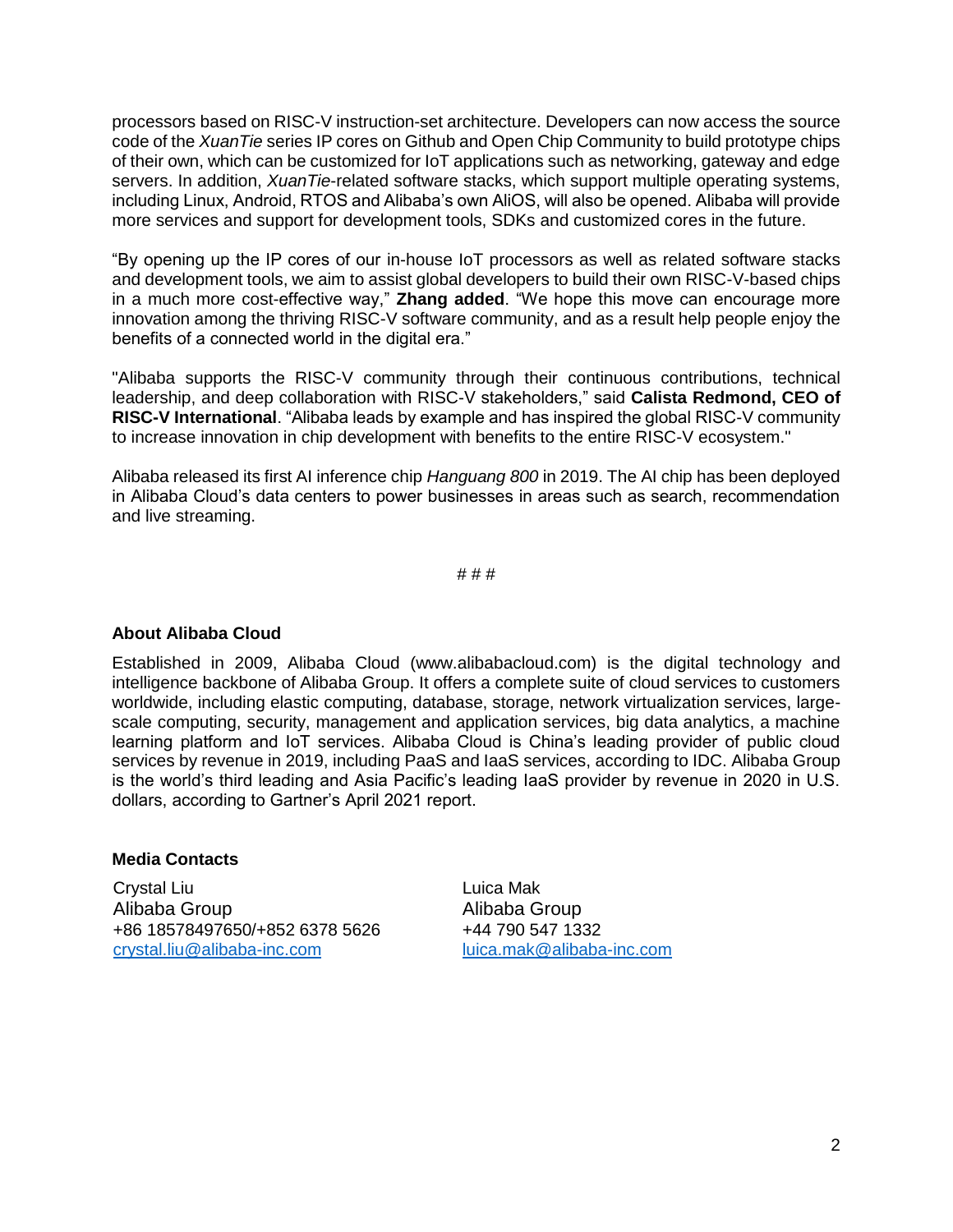processors based on RISC-V instruction-set architecture. Developers can now access the source code of the *XuanTie* series IP cores on Github and Open Chip Community to build prototype chips of their own, which can be customized for IoT applications such as networking, gateway and edge servers. In addition, *XuanTie*-related software stacks, which support multiple operating systems, including Linux, Android, RTOS and Alibaba's own AliOS, will also be opened. Alibaba will provide more services and support for development tools, SDKs and customized cores in the future.

"By opening up the IP cores of our in-house IoT processors as well as related software stacks and development tools, we aim to assist global developers to build their own RISC-V-based chips in a much more cost-effective way," **Zhang added**. "We hope this move can encourage more innovation among the thriving RISC-V software community, and as a result help people enjoy the benefits of a connected world in the digital era."

"Alibaba supports the RISC-V community through their continuous contributions, technical leadership, and deep collaboration with RISC-V stakeholders," said **Calista Redmond, CEO of RISC-V International**. "Alibaba leads by example and has inspired the global RISC-V community to increase innovation in chip development with benefits to the entire RISC-V ecosystem."

Alibaba released its first AI inference chip *Hanguang 800* in 2019. The AI chip has been deployed in Alibaba Cloud's data centers to power businesses in areas such as search, recommendation and live streaming.

# # #

**About Alibaba Cloud**

Established in 2009, Alibaba Cloud (www.alibabacloud.com) is the digital technology and intelligence backbone of Alibaba Group. It offers a complete suite of cloud services to customers worldwide, including elastic computing, database, storage, network virtualization services, large-scale computing, security, management and application services, big data analytics, a machine learning platform and IoT services. Alibaba Cloud is China's leading provider of public cloud services by revenue in 2019, including PaaS and IaaS services, according to IDC. Alibaba Group is the world's third leading and Asia Pacific's leading IaaS provider by revenue in 2020 in U.S. dollars, according to Gartner's April 2021 report.

**Media Contacts**

Crystal Liu
Alibaba Group
+86 18578497650/+852 6378 5626
crystal.liu@alibaba-inc.com

Luica Mak
Alibaba Group
+44 790 547 1332
luica.mak@alibaba-inc.com